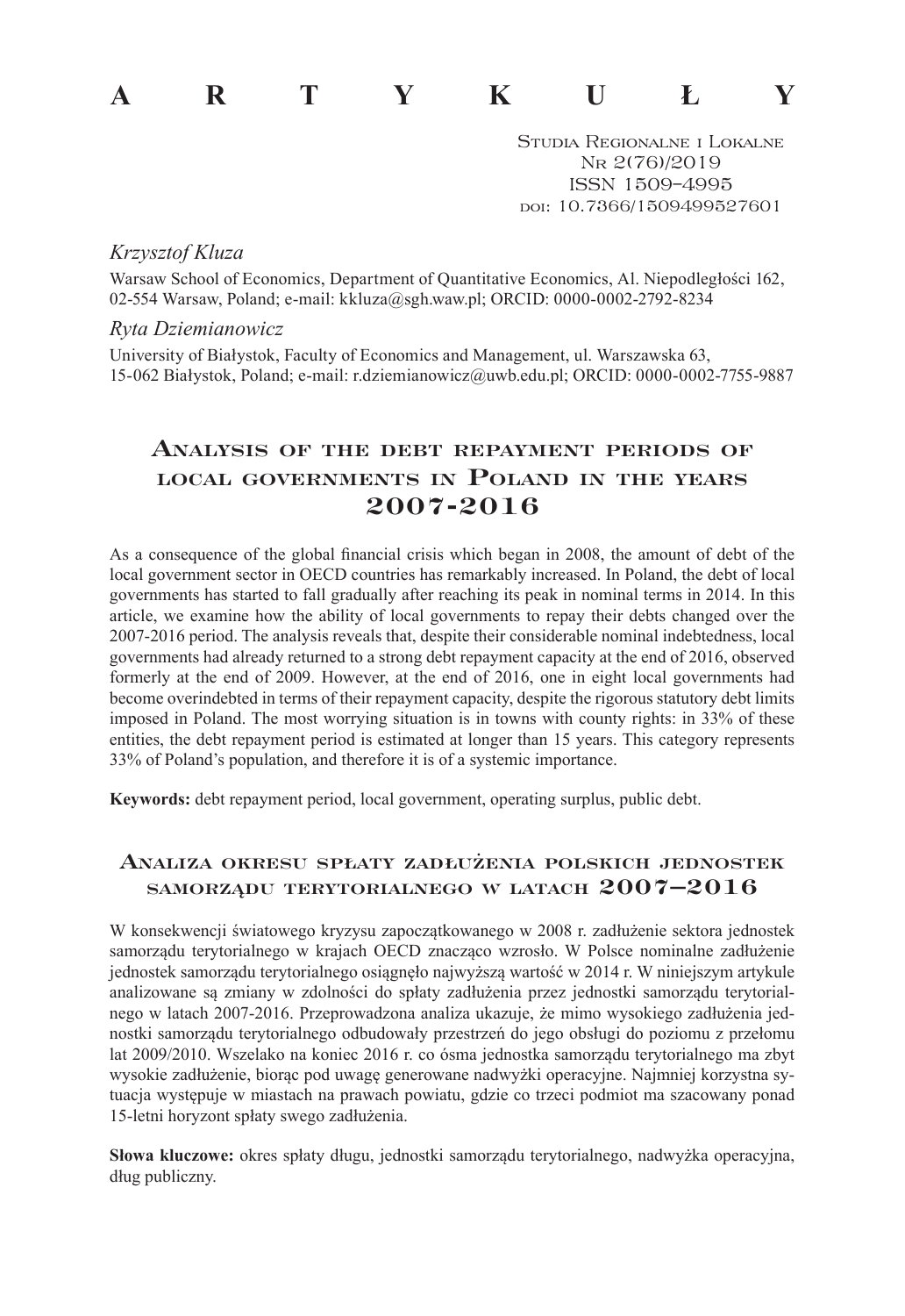# A R T Y K U Ł Y

Studia Regionalne i Lokalne
Nr 2(76)/2019
ISSN 1509–4995
doi: 10.7366/1509499527601

*Krzysztof Kluza*

Warsaw School of Economics, Department of Quantitative Economics, Al. Niepodległości 162, 02-554 Warsaw, Poland; e-mail: kkluza@sgh.waw.pl; ORCID: 0000-0002-2792-8234

*Ryta Dziemianowicz*

University of Białystok, Faculty of Economics and Management, ul. Warszawska 63, 15-062 Białystok, Poland; e-mail: r.dziemianowicz@uwb.edu.pl; ORCID: 0000-0002-7755-9887

## Analysis of the debt repayment periods of local governments in Poland in the years 2007-2016

As a consequence of the global financial crisis which began in 2008, the amount of debt of the local government sector in OECD countries has remarkably increased. In Poland, the debt of local governments has started to fall gradually after reaching its peak in nominal terms in 2014. In this article, we examine how the ability of local governments to repay their debts changed over the 2007-2016 period. The analysis reveals that, despite their considerable nominal indebtedness, local governments had already returned to a strong debt repayment capacity at the end of 2016, observed formerly at the end of 2009. However, at the end of 2016, one in eight local governments had become overindebted in terms of their repayment capacity, despite the rigorous statutory debt limits imposed in Poland. The most worrying situation is in towns with county rights: in 33% of these entities, the debt repayment period is estimated at longer than 15 years. This category represents 33% of Poland's population, and therefore it is of a systemic importance.

**Keywords:** debt repayment period, local government, operating surplus, public debt.

## Analiza okresu spłaty zadłużenia polskich jednostek samorządu terytorialnego w latach 2007–2016

W konsekwencji światowego kryzysu zapoczątkowanego w 2008 r. zadłużenie sektora jednostek samorządu terytorialnego w krajach OECD znacząco wzrosło. W Polsce nominalne zadłużenie jednostek samorządu terytorialnego osiągnęło najwyższą wartość w 2014 r. W niniejszym artykule analizowane są zmiany w zdolności do spłaty zadłużenia przez jednostki samorządu terytorialnego w latach 2007-2016. Przeprowadzona analiza ukazuje, że mimo wysokiego zadłużenia jednostki samorządu terytorialnego odbudowały przestrzeń do jego obsługi do poziomu z przełomu lat 2009/2010. Wszelako na koniec 2016 r. co ósma jednostka samorządu terytorialnego ma zbyt wysokie zadłużenie, biorąc pod uwagę generowane nadwyżki operacyjne. Najmniej korzystna sytuacja występuje w miastach na prawach powiatu, gdzie co trzeci podmiot ma szacowany ponad 15-letni horyzont spłaty swego zadłużenia.

**Słowa kluczowe:** okres spłaty długu, jednostki samorządu terytorialnego, nadwyżka operacyjna, dług publiczny.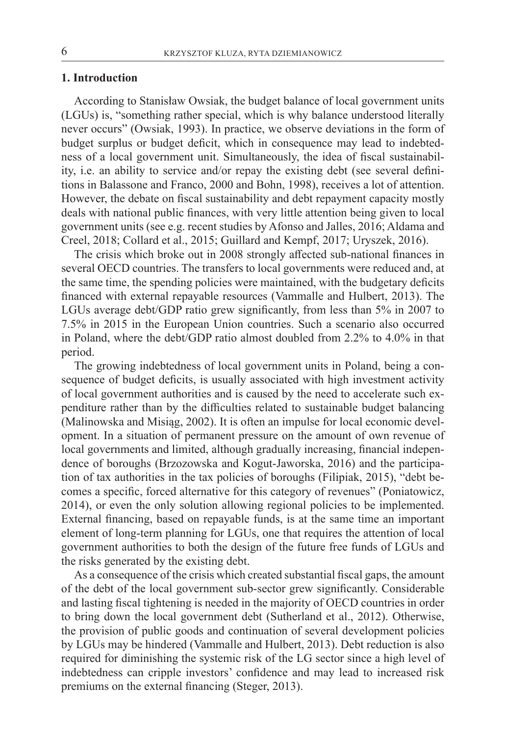## 1. Introduction

According to Stanisław Owsiak, the budget balance of local government units (LGUs) is, "something rather special, which is why balance understood literally never occurs" (Owsiak, 1993). In practice, we observe deviations in the form of budget surplus or budget deficit, which in consequence may lead to indebtedness of a local government unit. Simultaneously, the idea of fiscal sustainability, i.e. an ability to service and/or repay the existing debt (see several definitions in Balassone and Franco, 2000 and Bohn, 1998), receives a lot of attention. However, the debate on fiscal sustainability and debt repayment capacity mostly deals with national public finances, with very little attention being given to local government units (see e.g. recent studies by Afonso and Jalles, 2016; Aldama and Creel, 2018; Collard et al., 2015; Guillard and Kempf, 2017; Uryszek, 2016).

The crisis which broke out in 2008 strongly affected sub-national finances in several OECD countries. The transfers to local governments were reduced and, at the same time, the spending policies were maintained, with the budgetary deficits financed with external repayable resources (Vammalle and Hulbert, 2013). The LGUs average debt/GDP ratio grew significantly, from less than 5% in 2007 to 7.5% in 2015 in the European Union countries. Such a scenario also occurred in Poland, where the debt/GDP ratio almost doubled from 2.2% to 4.0% in that period.

The growing indebtedness of local government units in Poland, being a consequence of budget deficits, is usually associated with high investment activity of local government authorities and is caused by the need to accelerate such expenditure rather than by the difficulties related to sustainable budget balancing (Malinowska and Misiąg, 2002). It is often an impulse for local economic development. In a situation of permanent pressure on the amount of own revenue of local governments and limited, although gradually increasing, financial independence of boroughs (Brzozowska and Kogut-Jaworska, 2016) and the participation of tax authorities in the tax policies of boroughs (Filipiak, 2015), "debt becomes a specific, forced alternative for this category of revenues" (Poniatowicz, 2014), or even the only solution allowing regional policies to be implemented. External financing, based on repayable funds, is at the same time an important element of long-term planning for LGUs, one that requires the attention of local government authorities to both the design of the future free funds of LGUs and the risks generated by the existing debt.

As a consequence of the crisis which created substantial fiscal gaps, the amount of the debt of the local government sub-sector grew significantly. Considerable and lasting fiscal tightening is needed in the majority of OECD countries in order to bring down the local government debt (Sutherland et al., 2012). Otherwise, the provision of public goods and continuation of several development policies by LGUs may be hindered (Vammalle and Hulbert, 2013). Debt reduction is also required for diminishing the systemic risk of the LG sector since a high level of indebtedness can cripple investors' confidence and may lead to increased risk premiums on the external financing (Steger, 2013).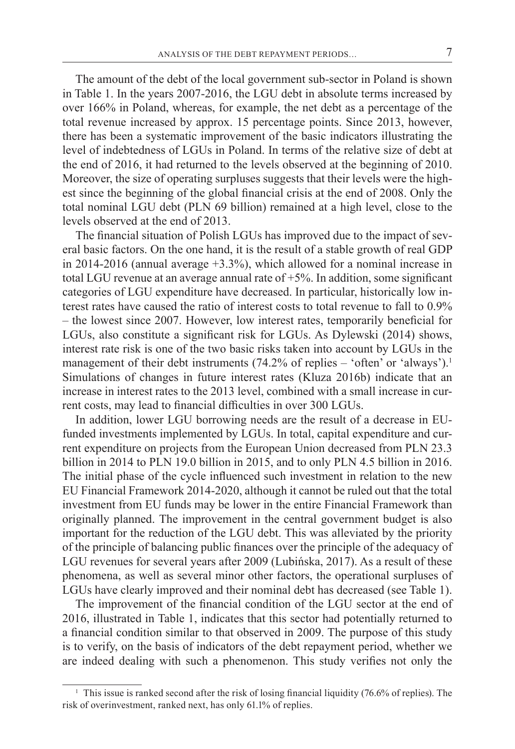The amount of the debt of the local government sub-sector in Poland is shown in Table 1. In the years 2007-2016, the LGU debt in absolute terms increased by over 166% in Poland, whereas, for example, the net debt as a percentage of the total revenue increased by approx. 15 percentage points. Since 2013, however, there has been a systematic improvement of the basic indicators illustrating the level of indebtedness of LGUs in Poland. In terms of the relative size of debt at the end of 2016, it had returned to the levels observed at the beginning of 2010. Moreover, the size of operating surpluses suggests that their levels were the highest since the beginning of the global financial crisis at the end of 2008. Only the total nominal LGU debt (PLN 69 billion) remained at a high level, close to the levels observed at the end of 2013.

The financial situation of Polish LGUs has improved due to the impact of several basic factors. On the one hand, it is the result of a stable growth of real GDP in 2014-2016 (annual average +3.3%), which allowed for a nominal increase in total LGU revenue at an average annual rate of +5%. In addition, some significant categories of LGU expenditure have decreased. In particular, historically low interest rates have caused the ratio of interest costs to total revenue to fall to 0.9% – the lowest since 2007. However, low interest rates, temporarily beneficial for LGUs, also constitute a significant risk for LGUs. As Dylewski (2014) shows, interest rate risk is one of the two basic risks taken into account by LGUs in the management of their debt instruments (74.2% of replies – 'often' or 'always').[1] Simulations of changes in future interest rates (Kluza 2016b) indicate that an increase in interest rates to the 2013 level, combined with a small increase in current costs, may lead to financial difficulties in over 300 LGUs.

In addition, lower LGU borrowing needs are the result of a decrease in EU-funded investments implemented by LGUs. In total, capital expenditure and current expenditure on projects from the European Union decreased from PLN 23.3 billion in 2014 to PLN 19.0 billion in 2015, and to only PLN 4.5 billion in 2016. The initial phase of the cycle influenced such investment in relation to the new EU Financial Framework 2014-2020, although it cannot be ruled out that the total investment from EU funds may be lower in the entire Financial Framework than originally planned. The improvement in the central government budget is also important for the reduction of the LGU debt. This was alleviated by the priority of the principle of balancing public finances over the principle of the adequacy of LGU revenues for several years after 2009 (Lubińska, 2017). As a result of these phenomena, as well as several minor other factors, the operational surpluses of LGUs have clearly improved and their nominal debt has decreased (see Table 1).

The improvement of the financial condition of the LGU sector at the end of 2016, illustrated in Table 1, indicates that this sector had potentially returned to a financial condition similar to that observed in 2009. The purpose of this study is to verify, on the basis of indicators of the debt repayment period, whether we are indeed dealing with such a phenomenon. This study verifies not only the

[1] This issue is ranked second after the risk of losing financial liquidity (76.6% of replies). The risk of overinvestment, ranked next, has only 61.1% of replies.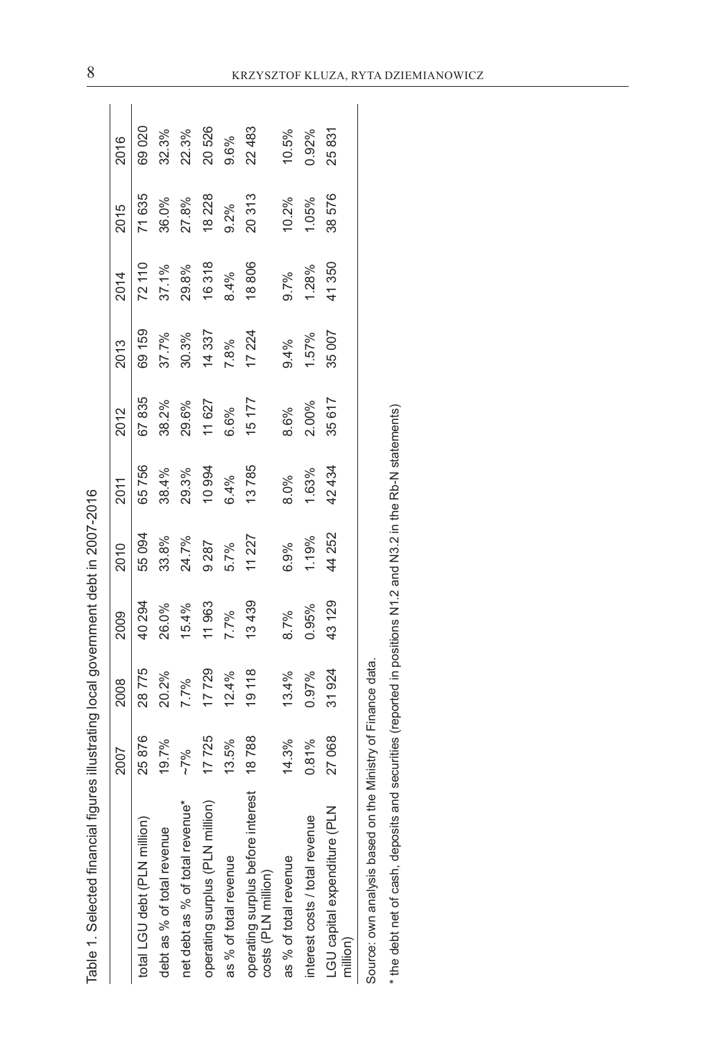Table 1. Selected financial figures illustrating local government debt in 2007-2016

| | 2007 | 2008 | 2009 | 2010 | 2011 | 2012 | 2013 | 2014 | 2015 | 2016 |
|---|---|---|---|---|---|---|---|---|---|---|
| total LGU debt (PLN million) | 25 876 | 28 775 | 40 294 | 55 094 | 65 756 | 67 835 | 69 159 | 72 110 | 71 635 | 69 020 |
| debt as % of total revenue | 19.7% | 20.2% | 26.0% | 33.8% | 38.4% | 38.2% | 37.7% | 37.1% | 36.0% | 32.3% |
| net debt as % of total revenue* | ~7% | 7.7% | 15.4% | 24.7% | 29.3% | 29.6% | 30.3% | 29.8% | 27.8% | 22.3% |
| operating surplus (PLN million) | 17 725 | 17 729 | 11 963 | 9 287 | 10 994 | 11 627 | 14 337 | 16 318 | 18 228 | 20 526 |
| as % of total revenue | 13.5% | 12.4% | 7.7% | 5.7% | 6.4% | 6.6% | 7.8% | 8.4% | 9.2% | 9.6% |
| operating surplus before interest costs (PLN million) | 18 788 | 19 118 | 13 439 | 11 227 | 13 785 | 15 177 | 17 224 | 18 806 | 20 313 | 22 483 |
| as % of total revenue | 14.3% | 13.4% | 8.7% | 6.9% | 8.0% | 8.6% | 9.4% | 9.7% | 10.2% | 10.5% |
| interest costs / total revenue | 0.81% | 0.97% | 0.95% | 1.19% | 1.63% | 2.00% | 1.57% | 1.28% | 1.05% | 0.92% |
| LGU capital expenditure (PLN million) | 27 068 | 31 924 | 43 129 | 44 252 | 42 434 | 35 617 | 35 007 | 41 350 | 38 576 | 25 831 |

Source: own analysis based on the Ministry of Finance data.

* the debt net of cash, deposits and securities (reported in positions N1.2 and N3.2 in the Rb-N statements)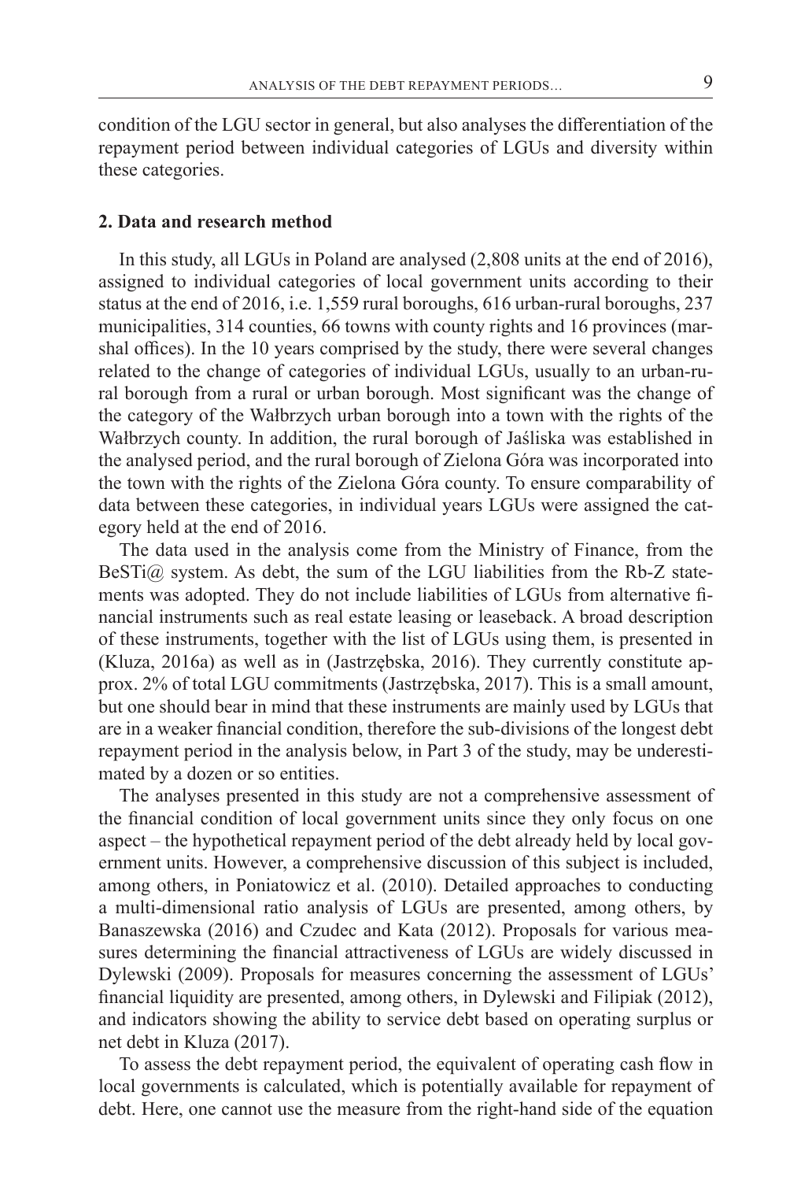condition of the LGU sector in general, but also analyses the differentiation of the repayment period between individual categories of LGUs and diversity within these categories.

## 2. Data and research method

In this study, all LGUs in Poland are analysed (2,808 units at the end of 2016), assigned to individual categories of local government units according to their status at the end of 2016, i.e. 1,559 rural boroughs, 616 urban-rural boroughs, 237 municipalities, 314 counties, 66 towns with county rights and 16 provinces (marshal offices). In the 10 years comprised by the study, there were several changes related to the change of categories of individual LGUs, usually to an urban-rural borough from a rural or urban borough. Most significant was the change of the category of the Wałbrzych urban borough into a town with the rights of the Wałbrzych county. In addition, the rural borough of Jaśliska was established in the analysed period, and the rural borough of Zielona Góra was incorporated into the town with the rights of the Zielona Góra county. To ensure comparability of data between these categories, in individual years LGUs were assigned the category held at the end of 2016.

The data used in the analysis come from the Ministry of Finance, from the BeSTi@ system. As debt, the sum of the LGU liabilities from the Rb-Z statements was adopted. They do not include liabilities of LGUs from alternative financial instruments such as real estate leasing or leaseback. A broad description of these instruments, together with the list of LGUs using them, is presented in (Kluza, 2016a) as well as in (Jastrzębska, 2016). They currently constitute approx. 2% of total LGU commitments (Jastrzębska, 2017). This is a small amount, but one should bear in mind that these instruments are mainly used by LGUs that are in a weaker financial condition, therefore the sub-divisions of the longest debt repayment period in the analysis below, in Part 3 of the study, may be underestimated by a dozen or so entities.

The analyses presented in this study are not a comprehensive assessment of the financial condition of local government units since they only focus on one aspect – the hypothetical repayment period of the debt already held by local government units. However, a comprehensive discussion of this subject is included, among others, in Poniatowicz et al. (2010). Detailed approaches to conducting a multi-dimensional ratio analysis of LGUs are presented, among others, by Banaszewska (2016) and Czudec and Kata (2012). Proposals for various measures determining the financial attractiveness of LGUs are widely discussed in Dylewski (2009). Proposals for measures concerning the assessment of LGUs' financial liquidity are presented, among others, in Dylewski and Filipiak (2012), and indicators showing the ability to service debt based on operating surplus or net debt in Kluza (2017).

To assess the debt repayment period, the equivalent of operating cash flow in local governments is calculated, which is potentially available for repayment of debt. Here, one cannot use the measure from the right-hand side of the equation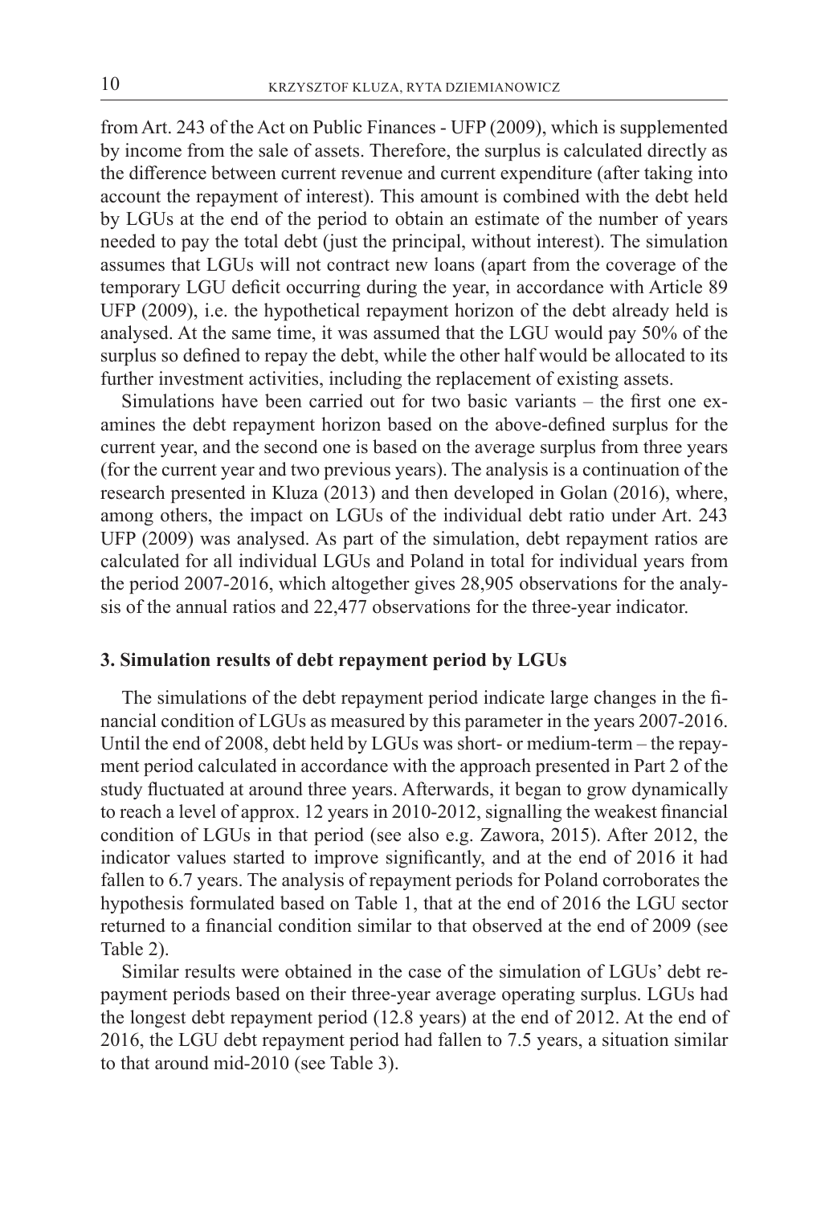from Art. 243 of the Act on Public Finances - UFP (2009), which is supplemented by income from the sale of assets. Therefore, the surplus is calculated directly as the difference between current revenue and current expenditure (after taking into account the repayment of interest). This amount is combined with the debt held by LGUs at the end of the period to obtain an estimate of the number of years needed to pay the total debt (just the principal, without interest). The simulation assumes that LGUs will not contract new loans (apart from the coverage of the temporary LGU deficit occurring during the year, in accordance with Article 89 UFP (2009), i.e. the hypothetical repayment horizon of the debt already held is analysed. At the same time, it was assumed that the LGU would pay 50% of the surplus so defined to repay the debt, while the other half would be allocated to its further investment activities, including the replacement of existing assets.

Simulations have been carried out for two basic variants – the first one examines the debt repayment horizon based on the above-defined surplus for the current year, and the second one is based on the average surplus from three years (for the current year and two previous years). The analysis is a continuation of the research presented in Kluza (2013) and then developed in Golan (2016), where, among others, the impact on LGUs of the individual debt ratio under Art. 243 UFP (2009) was analysed. As part of the simulation, debt repayment ratios are calculated for all individual LGUs and Poland in total for individual years from the period 2007-2016, which altogether gives 28,905 observations for the analysis of the annual ratios and 22,477 observations for the three-year indicator.

### 3. Simulation results of debt repayment period by LGUs

The simulations of the debt repayment period indicate large changes in the financial condition of LGUs as measured by this parameter in the years 2007-2016. Until the end of 2008, debt held by LGUs was short- or medium-term – the repayment period calculated in accordance with the approach presented in Part 2 of the study fluctuated at around three years. Afterwards, it began to grow dynamically to reach a level of approx. 12 years in 2010-2012, signalling the weakest financial condition of LGUs in that period (see also e.g. Zawora, 2015). After 2012, the indicator values started to improve significantly, and at the end of 2016 it had fallen to 6.7 years. The analysis of repayment periods for Poland corroborates the hypothesis formulated based on Table 1, that at the end of 2016 the LGU sector returned to a financial condition similar to that observed at the end of 2009 (see Table 2).

Similar results were obtained in the case of the simulation of LGUs' debt repayment periods based on their three-year average operating surplus. LGUs had the longest debt repayment period (12.8 years) at the end of 2012. At the end of 2016, the LGU debt repayment period had fallen to 7.5 years, a situation similar to that around mid-2010 (see Table 3).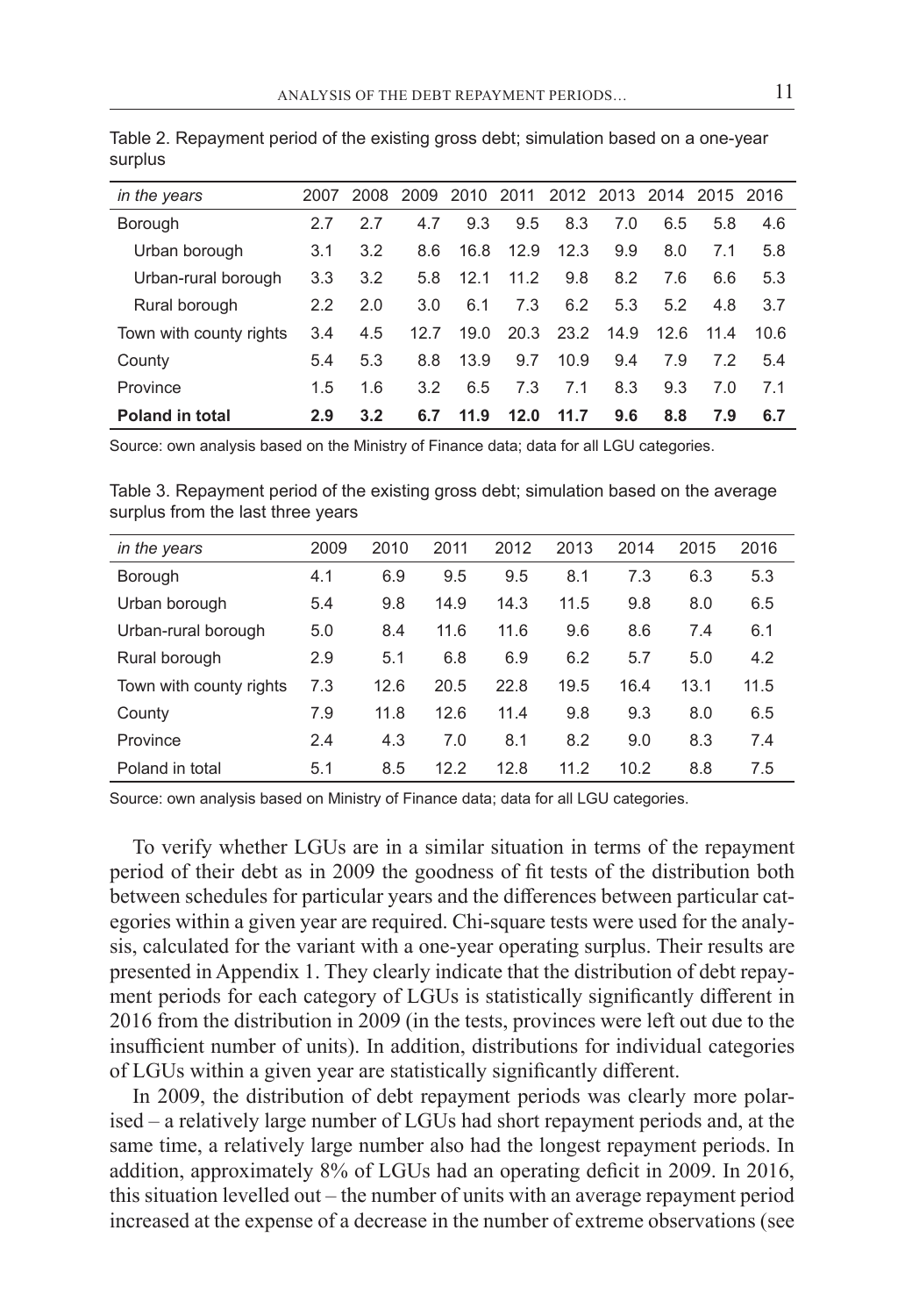Table 2. Repayment period of the existing gross debt; simulation based on a one-year surplus

| *in the years* | 2007 | 2008 | 2009 | 2010 | 2011 | 2012 | 2013 | 2014 | 2015 | 2016 |
|---|---|---|---|---|---|---|---|---|---|---|
| Borough | 2.7 | 2.7 | 4.7 | 9.3 | 9.5 | 8.3 | 7.0 | 6.5 | 5.8 | 4.6 |
| Urban borough | 3.1 | 3.2 | 8.6 | 16.8 | 12.9 | 12.3 | 9.9 | 8.0 | 7.1 | 5.8 |
| Urban-rural borough | 3.3 | 3.2 | 5.8 | 12.1 | 11.2 | 9.8 | 8.2 | 7.6 | 6.6 | 5.3 |
| Rural borough | 2.2 | 2.0 | 3.0 | 6.1 | 7.3 | 6.2 | 5.3 | 5.2 | 4.8 | 3.7 |
| Town with county rights | 3.4 | 4.5 | 12.7 | 19.0 | 20.3 | 23.2 | 14.9 | 12.6 | 11.4 | 10.6 |
| County | 5.4 | 5.3 | 8.8 | 13.9 | 9.7 | 10.9 | 9.4 | 7.9 | 7.2 | 5.4 |
| Province | 1.5 | 1.6 | 3.2 | 6.5 | 7.3 | 7.1 | 8.3 | 9.3 | 7.0 | 7.1 |
| **Poland in total** | **2.9** | **3.2** | **6.7** | **11.9** | **12.0** | **11.7** | **9.6** | **8.8** | **7.9** | **6.7** |

Source: own analysis based on the Ministry of Finance data; data for all LGU categories.

Table 3. Repayment period of the existing gross debt; simulation based on the average surplus from the last three years

| *in the years* | 2009 | 2010 | 2011 | 2012 | 2013 | 2014 | 2015 | 2016 |
|---|---|---|---|---|---|---|---|---|
| Borough | 4.1 | 6.9 | 9.5 | 9.5 | 8.1 | 7.3 | 6.3 | 5.3 |
| Urban borough | 5.4 | 9.8 | 14.9 | 14.3 | 11.5 | 9.8 | 8.0 | 6.5 |
| Urban-rural borough | 5.0 | 8.4 | 11.6 | 11.6 | 9.6 | 8.6 | 7.4 | 6.1 |
| Rural borough | 2.9 | 5.1 | 6.8 | 6.9 | 6.2 | 5.7 | 5.0 | 4.2 |
| Town with county rights | 7.3 | 12.6 | 20.5 | 22.8 | 19.5 | 16.4 | 13.1 | 11.5 |
| County | 7.9 | 11.8 | 12.6 | 11.4 | 9.8 | 9.3 | 8.0 | 6.5 |
| Province | 2.4 | 4.3 | 7.0 | 8.1 | 8.2 | 9.0 | 8.3 | 7.4 |
| Poland in total | 5.1 | 8.5 | 12.2 | 12.8 | 11.2 | 10.2 | 8.8 | 7.5 |

Source: own analysis based on Ministry of Finance data; data for all LGU categories.

To verify whether LGUs are in a similar situation in terms of the repayment period of their debt as in 2009 the goodness of fit tests of the distribution both between schedules for particular years and the differences between particular categories within a given year are required. Chi-square tests were used for the analysis, calculated for the variant with a one-year operating surplus. Their results are presented in Appendix 1. They clearly indicate that the distribution of debt repayment periods for each category of LGUs is statistically significantly different in 2016 from the distribution in 2009 (in the tests, provinces were left out due to the insufficient number of units). In addition, distributions for individual categories of LGUs within a given year are statistically significantly different.

In 2009, the distribution of debt repayment periods was clearly more polarised – a relatively large number of LGUs had short repayment periods and, at the same time, a relatively large number also had the longest repayment periods. In addition, approximately 8% of LGUs had an operating deficit in 2009. In 2016, this situation levelled out – the number of units with an average repayment period increased at the expense of a decrease in the number of extreme observations (see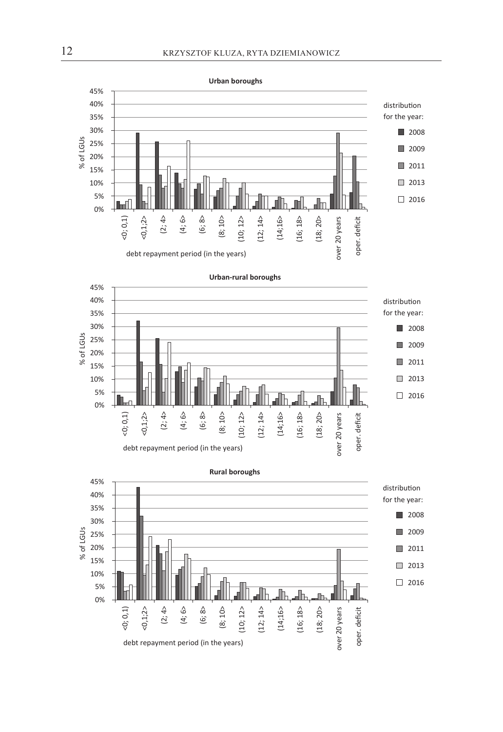**Urban boroughs**

% of LGUs

debt repayment period (in the years): <0; 0,1) | <0,1;2> | (2; 4> | (4; 6> | (6; 8> | (8; 10> | (10; 12> | (12; 14> | (14;16> | (16; 18> | (18; 20> | over 20 years | oper. deficit

distribution for the year: 2008, 2009, 2011, 2013, 2016

**Urban-rural boroughs**

% of LGUs

debt repayment period (in the years): <0; 0,1) | <0,1;2> | (2; 4> | (4; 6> | (6; 8> | (8; 10> | (10; 12> | (12; 14> | (14;16> | (16; 18> | (18; 20> | over 20 years | oper. deficit

distribution for the year: 2008, 2009, 2011, 2013, 2016

**Rural boroughs**

% of LGUs

debt repayment period (in the years): <0; 0,1) | <0,1;2> | (2; 4> | (4; 6> | (6; 8> | (8; 10> | (10; 12> | (12; 14> | (14;16> | (16; 18> | (18; 20> | over 20 years | oper. deficit

distribution for the year: 2008, 2009, 2011, 2013, 2016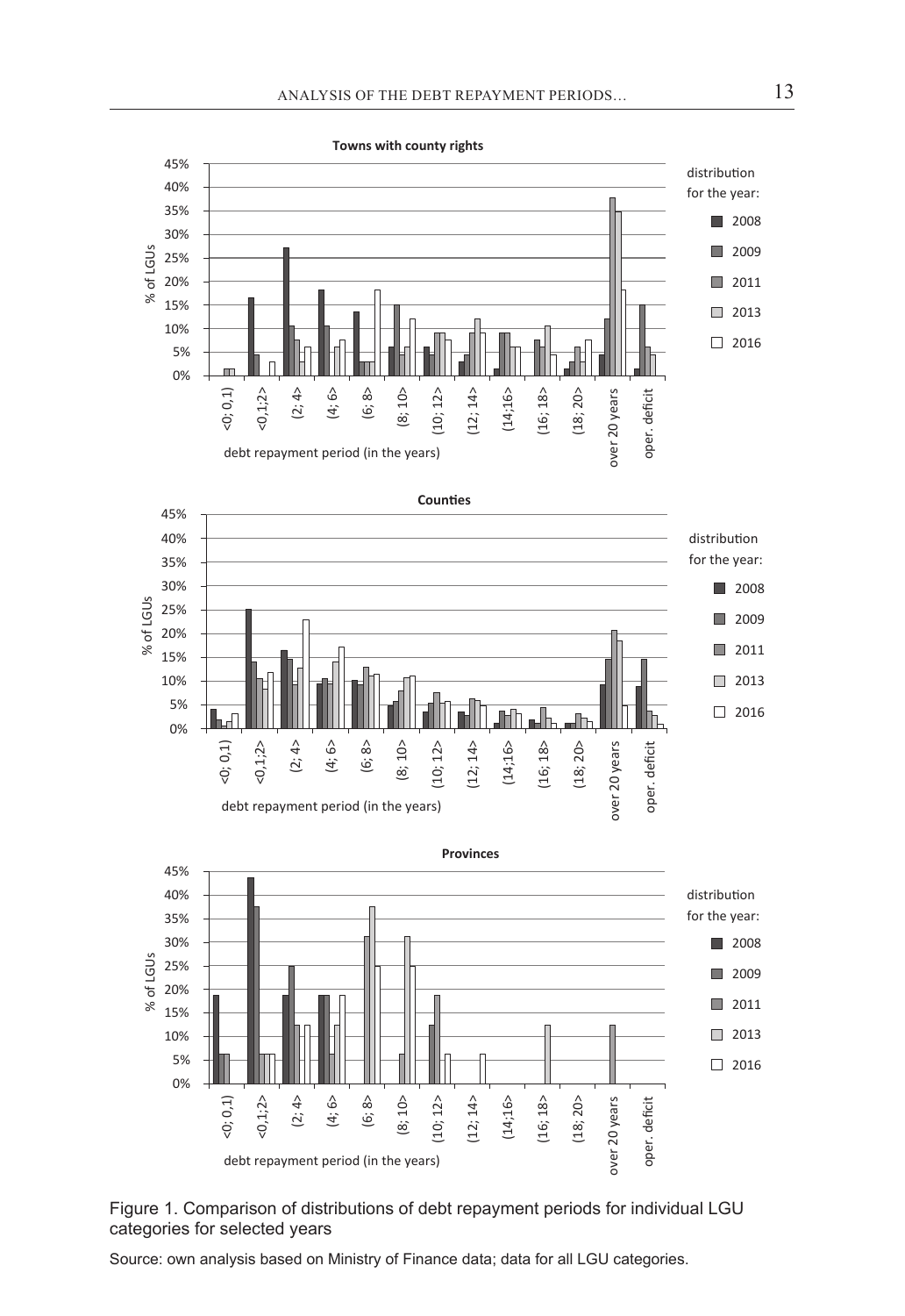Figure 1. Comparison of distributions of debt repayment periods for individual LGU categories for selected years

Source: own analysis based on Ministry of Finance data; data for all LGU categories.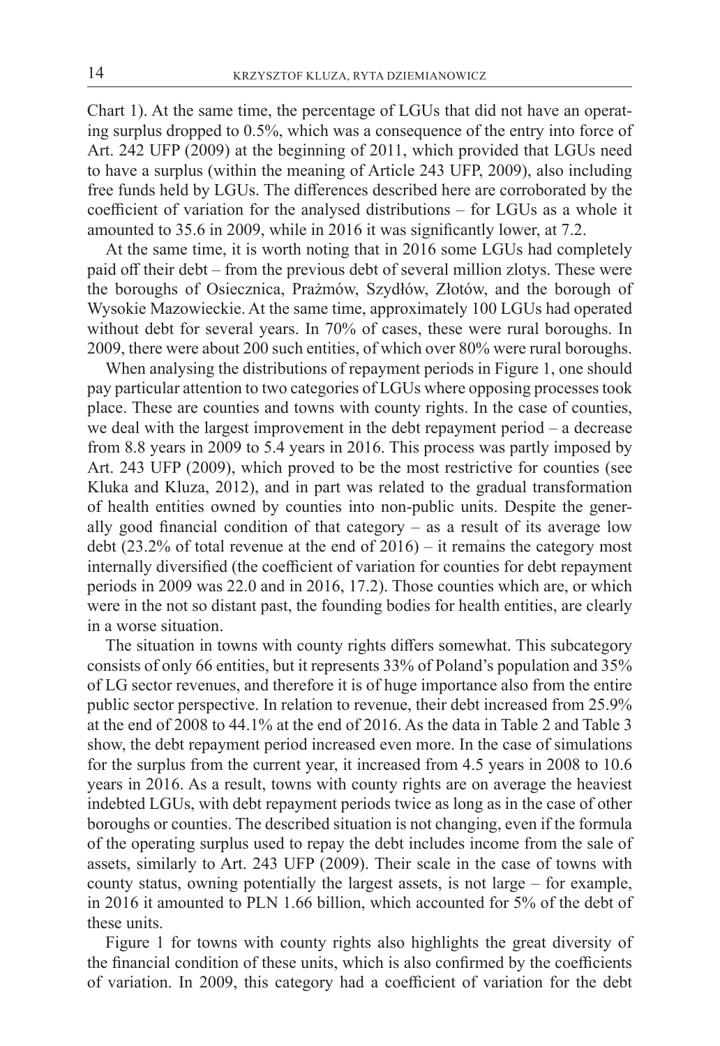Chart 1). At the same time, the percentage of LGUs that did not have an operating surplus dropped to 0.5%, which was a consequence of the entry into force of Art. 242 UFP (2009) at the beginning of 2011, which provided that LGUs need to have a surplus (within the meaning of Article 243 UFP, 2009), also including free funds held by LGUs. The differences described here are corroborated by the coefficient of variation for the analysed distributions – for LGUs as a whole it amounted to 35.6 in 2009, while in 2016 it was significantly lower, at 7.2.

At the same time, it is worth noting that in 2016 some LGUs had completely paid off their debt – from the previous debt of several million zlotys. These were the boroughs of Osiecznica, Prażmów, Szydłów, Złotów, and the borough of Wysokie Mazowieckie. At the same time, approximately 100 LGUs had operated without debt for several years. In 70% of cases, these were rural boroughs. In 2009, there were about 200 such entities, of which over 80% were rural boroughs.

When analysing the distributions of repayment periods in Figure 1, one should pay particular attention to two categories of LGUs where opposing processes took place. These are counties and towns with county rights. In the case of counties, we deal with the largest improvement in the debt repayment period – a decrease from 8.8 years in 2009 to 5.4 years in 2016. This process was partly imposed by Art. 243 UFP (2009), which proved to be the most restrictive for counties (see Kluka and Kluza, 2012), and in part was related to the gradual transformation of health entities owned by counties into non-public units. Despite the generally good financial condition of that category – as a result of its average low debt (23.2% of total revenue at the end of 2016) – it remains the category most internally diversified (the coefficient of variation for counties for debt repayment periods in 2009 was 22.0 and in 2016, 17.2). Those counties which are, or which were in the not so distant past, the founding bodies for health entities, are clearly in a worse situation.

The situation in towns with county rights differs somewhat. This subcategory consists of only 66 entities, but it represents 33% of Poland's population and 35% of LG sector revenues, and therefore it is of huge importance also from the entire public sector perspective. In relation to revenue, their debt increased from 25.9% at the end of 2008 to 44.1% at the end of 2016. As the data in Table 2 and Table 3 show, the debt repayment period increased even more. In the case of simulations for the surplus from the current year, it increased from 4.5 years in 2008 to 10.6 years in 2016. As a result, towns with county rights are on average the heaviest indebted LGUs, with debt repayment periods twice as long as in the case of other boroughs or counties. The described situation is not changing, even if the formula of the operating surplus used to repay the debt includes income from the sale of assets, similarly to Art. 243 UFP (2009). Their scale in the case of towns with county status, owning potentially the largest assets, is not large – for example, in 2016 it amounted to PLN 1.66 billion, which accounted for 5% of the debt of these units.

Figure 1 for towns with county rights also highlights the great diversity of the financial condition of these units, which is also confirmed by the coefficients of variation. In 2009, this category had a coefficient of variation for the debt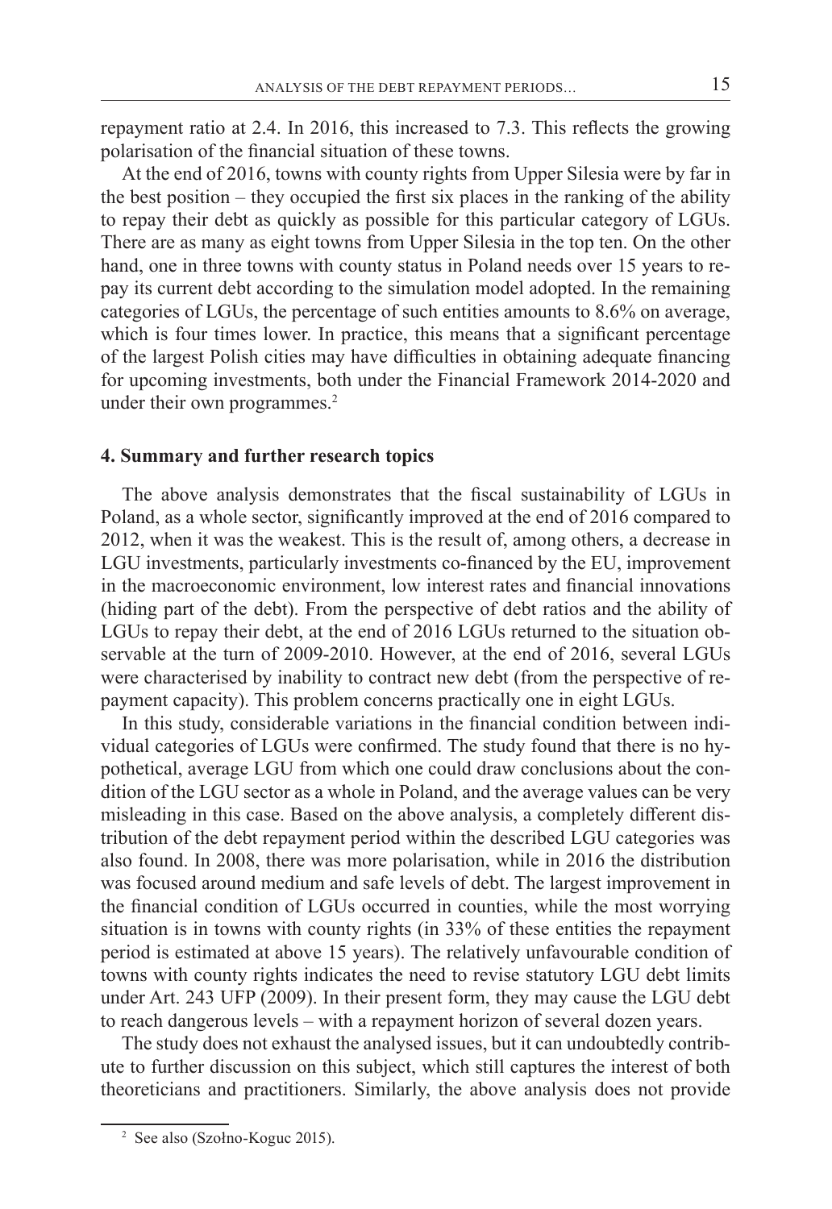repayment ratio at 2.4. In 2016, this increased to 7.3. This reflects the growing polarisation of the financial situation of these towns.

At the end of 2016, towns with county rights from Upper Silesia were by far in the best position – they occupied the first six places in the ranking of the ability to repay their debt as quickly as possible for this particular category of LGUs. There are as many as eight towns from Upper Silesia in the top ten. On the other hand, one in three towns with county status in Poland needs over 15 years to repay its current debt according to the simulation model adopted. In the remaining categories of LGUs, the percentage of such entities amounts to 8.6% on average, which is four times lower. In practice, this means that a significant percentage of the largest Polish cities may have difficulties in obtaining adequate financing for upcoming investments, both under the Financial Framework 2014-2020 and under their own programmes.[2]

## 4. Summary and further research topics

The above analysis demonstrates that the fiscal sustainability of LGUs in Poland, as a whole sector, significantly improved at the end of 2016 compared to 2012, when it was the weakest. This is the result of, among others, a decrease in LGU investments, particularly investments co-financed by the EU, improvement in the macroeconomic environment, low interest rates and financial innovations (hiding part of the debt). From the perspective of debt ratios and the ability of LGUs to repay their debt, at the end of 2016 LGUs returned to the situation observable at the turn of 2009-2010. However, at the end of 2016, several LGUs were characterised by inability to contract new debt (from the perspective of repayment capacity). This problem concerns practically one in eight LGUs.

In this study, considerable variations in the financial condition between individual categories of LGUs were confirmed. The study found that there is no hypothetical, average LGU from which one could draw conclusions about the condition of the LGU sector as a whole in Poland, and the average values can be very misleading in this case. Based on the above analysis, a completely different distribution of the debt repayment period within the described LGU categories was also found. In 2008, there was more polarisation, while in 2016 the distribution was focused around medium and safe levels of debt. The largest improvement in the financial condition of LGUs occurred in counties, while the most worrying situation is in towns with county rights (in 33% of these entities the repayment period is estimated at above 15 years). The relatively unfavourable condition of towns with county rights indicates the need to revise statutory LGU debt limits under Art. 243 UFP (2009). In their present form, they may cause the LGU debt to reach dangerous levels – with a repayment horizon of several dozen years.

The study does not exhaust the analysed issues, but it can undoubtedly contribute to further discussion on this subject, which still captures the interest of both theoreticians and practitioners. Similarly, the above analysis does not provide

[2] See also (Szołno-Koguc 2015).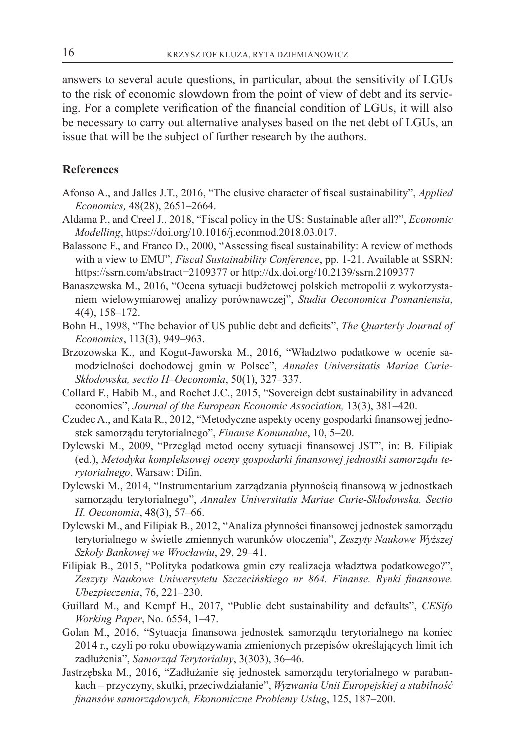answers to several acute questions, in particular, about the sensitivity of LGUs to the risk of economic slowdown from the point of view of debt and its servicing. For a complete verification of the financial condition of LGUs, it will also be necessary to carry out alternative analyses based on the net debt of LGUs, an issue that will be the subject of further research by the authors.

## References

Afonso A., and Jalles J.T., 2016, "The elusive character of fiscal sustainability", *Applied Economics,* 48(28), 2651–2664.

Aldama P., and Creel J., 2018, "Fiscal policy in the US: Sustainable after all?", *Economic Modelling*, https://doi.org/10.1016/j.econmod.2018.03.017.

Balassone F., and Franco D., 2000, "Assessing fiscal sustainability: A review of methods with a view to EMU", *Fiscal Sustainability Conference*, pp. 1-21. Available at SSRN: https://ssrn.com/abstract=2109377 or http://dx.doi.org/10.2139/ssrn.2109377

Banaszewska M., 2016, "Ocena sytuacji budżetowej polskich metropolii z wykorzystaniem wielowymiarowej analizy porównawczej", *Studia Oeconomica Posnaniensia*, 4(4), 158–172.

Bohn H., 1998, "The behavior of US public debt and deficits", *The Quarterly Journal of Economics*, 113(3), 949–963.

Brzozowska K., and Kogut-Jaworska M., 2016, "Władztwo podatkowe w ocenie samodzielności dochodowej gmin w Polsce", *Annales Universitatis Mariae Curie-Skłodowska, sectio H–Oeconomia*, 50(1), 327–337.

Collard F., Habib M., and Rochet J.C., 2015, "Sovereign debt sustainability in advanced economies", *Journal of the European Economic Association,* 13(3), 381–420.

Czudec A., and Kata R., 2012, "Metodyczne aspekty oceny gospodarki finansowej jednostek samorządu terytorialnego", *Finanse Komunalne*, 10, 5–20.

Dylewski M., 2009, "Przegląd metod oceny sytuacji finansowej JST", in: B. Filipiak (ed.), *Metodyka kompleksowej oceny gospodarki finansowej jednostki samorządu terytorialnego*, Warsaw: Difin.

Dylewski M., 2014, "Instrumentarium zarządzania płynnością finansową w jednostkach samorządu terytorialnego", *Annales Universitatis Mariae Curie-Skłodowska. Sectio H. Oeconomia*, 48(3), 57–66.

Dylewski M., and Filipiak B., 2012, "Analiza płynności finansowej jednostek samorządu terytorialnego w świetle zmiennych warunków otoczenia", *Zeszyty Naukowe Wyższej Szkoły Bankowej we Wrocławiu*, 29, 29–41.

Filipiak B., 2015, "Polityka podatkowa gmin czy realizacja władztwa podatkowego?", *Zeszyty Naukowe Uniwersytetu Szczecińskiego nr 864. Finanse. Rynki finansowe. Ubezpieczenia*, 76, 221–230.

Guillard M., and Kempf H., 2017, "Public debt sustainability and defaults", *CESifo Working Paper*, No. 6554, 1–47.

Golan M., 2016, "Sytuacja finansowa jednostek samorządu terytorialnego na koniec 2014 r., czyli po roku obowiązywania zmienionych przepisów określających limit ich zadłużenia", *Samorząd Terytorialny*, 3(303), 36–46.

Jastrzębska M., 2016, "Zadłużanie się jednostek samorządu terytorialnego w parabankach – przyczyny, skutki, przeciwdziałanie", *Wyzwania Unii Europejskiej a stabilność finansów samorządowych, Ekonomiczne Problemy Usług*, 125, 187–200.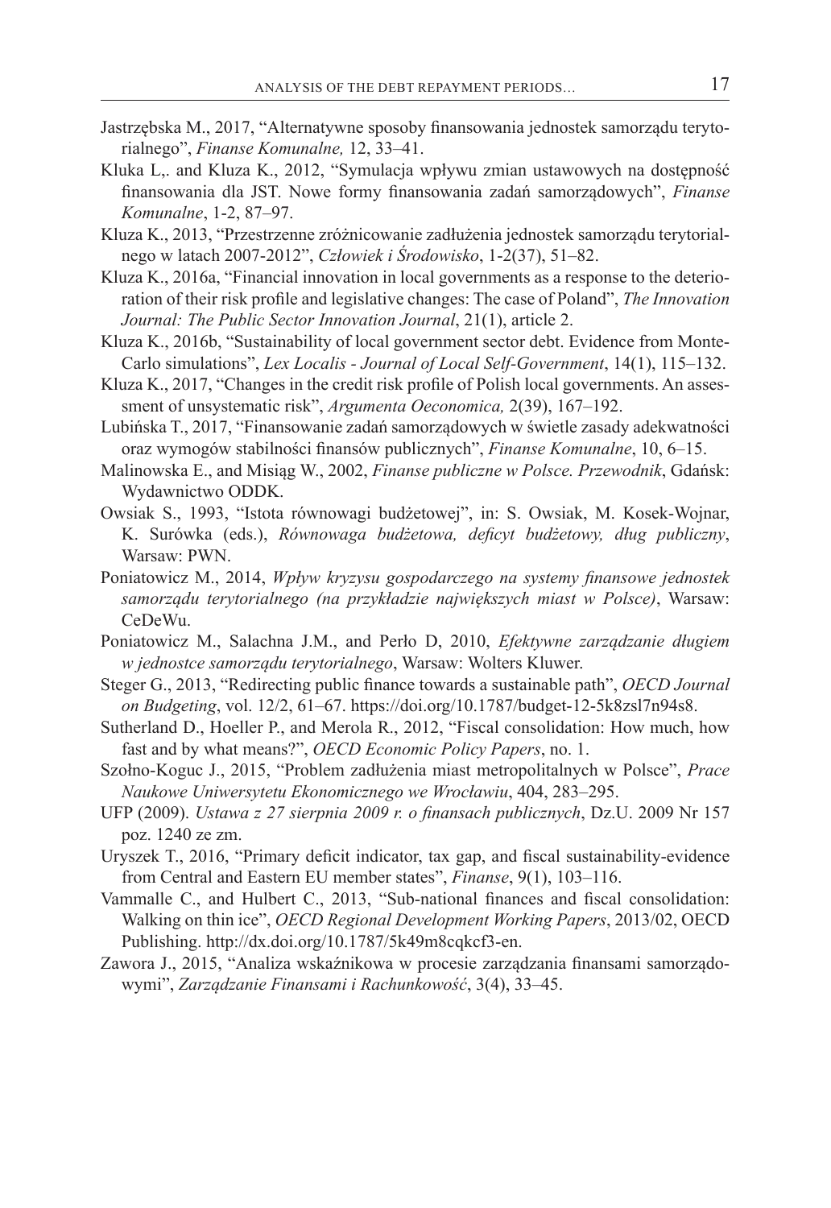Jastrzębska M., 2017, "Alternatywne sposoby finansowania jednostek samorządu terytorialnego", *Finanse Komunalne,* 12, 33–41.

Kluka L,. and Kluza K., 2012, "Symulacja wpływu zmian ustawowych na dostępność finansowania dla JST. Nowe formy finansowania zadań samorządowych", *Finanse Komunalne*, 1-2, 87–97.

Kluza K., 2013, "Przestrzenne zróżnicowanie zadłużenia jednostek samorządu terytorialnego w latach 2007-2012", *Człowiek i Środowisko*, 1-2(37), 51–82.

Kluza K., 2016a, "Financial innovation in local governments as a response to the deterioration of their risk profile and legislative changes: The case of Poland", *The Innovation Journal: The Public Sector Innovation Journal*, 21(1), article 2.

Kluza K., 2016b, "Sustainability of local government sector debt. Evidence from Monte-Carlo simulations", *Lex Localis - Journal of Local Self-Government*, 14(1), 115–132.

Kluza K., 2017, "Changes in the credit risk profile of Polish local governments. An assessment of unsystematic risk", *Argumenta Oeconomica,* 2(39), 167–192.

Lubińska T., 2017, "Finansowanie zadań samorządowych w świetle zasady adekwatności oraz wymogów stabilności finansów publicznych", *Finanse Komunalne*, 10, 6–15.

Malinowska E., and Misiąg W., 2002, *Finanse publiczne w Polsce. Przewodnik*, Gdańsk: Wydawnictwo ODDK.

Owsiak S., 1993, "Istota równowagi budżetowej", in: S. Owsiak, M. Kosek-Wojnar, K. Surówka (eds.), *Równowaga budżetowa, deficyt budżetowy, dług publiczny*, Warsaw: PWN.

Poniatowicz M., 2014, *Wpływ kryzysu gospodarczego na systemy finansowe jednostek samorządu terytorialnego (na przykładzie największych miast w Polsce)*, Warsaw: CeDeWu.

Poniatowicz M., Salachna J.M., and Perło D, 2010, *Efektywne zarządzanie długiem w jednostce samorządu terytorialnego*, Warsaw: Wolters Kluwer.

Steger G., 2013, "Redirecting public finance towards a sustainable path", *OECD Journal on Budgeting*, vol. 12/2, 61–67. https://doi.org/10.1787/budget-12-5k8zsl7n94s8.

Sutherland D., Hoeller P., and Merola R., 2012, "Fiscal consolidation: How much, how fast and by what means?", *OECD Economic Policy Papers*, no. 1.

Szołno-Koguc J., 2015, "Problem zadłużenia miast metropolitalnych w Polsce", *Prace Naukowe Uniwersytetu Ekonomicznego we Wrocławiu*, 404, 283–295.

UFP (2009). *Ustawa z 27 sierpnia 2009 r. o finansach publicznych*, Dz.U. 2009 Nr 157 poz. 1240 ze zm.

Uryszek T., 2016, "Primary deficit indicator, tax gap, and fiscal sustainability-evidence from Central and Eastern EU member states", *Finanse*, 9(1), 103–116.

Vammalle C., and Hulbert C., 2013, "Sub-national finances and fiscal consolidation: Walking on thin ice", *OECD Regional Development Working Papers*, 2013/02, OECD Publishing. http://dx.doi.org/10.1787/5k49m8cqkcf3-en.

Zawora J., 2015, "Analiza wskaźnikowa w procesie zarządzania finansami samorządowymi", *Zarządzanie Finansami i Rachunkowość*, 3(4), 33–45.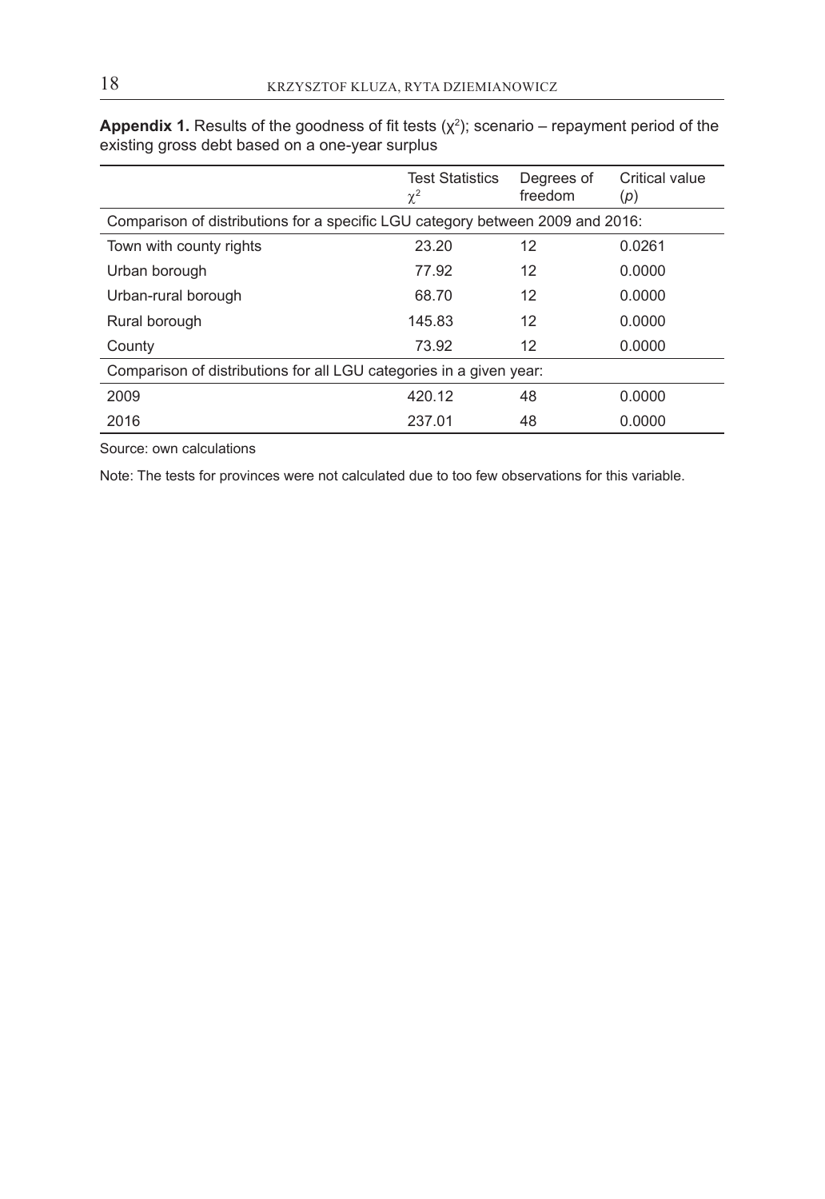**Appendix 1.** Results of the goodness of fit tests ($\chi^2$); scenario – repayment period of the existing gross debt based on a one-year surplus

| | Test Statistics $\chi^2$ | Degrees of freedom | Critical value ($p$) |
|---|---|---|---|
| Comparison of distributions for a specific LGU category between 2009 and 2016: | | | |
| Town with county rights | 23.20 | 12 | 0.0261 |
| Urban borough | 77.92 | 12 | 0.0000 |
| Urban-rural borough | 68.70 | 12 | 0.0000 |
| Rural borough | 145.83 | 12 | 0.0000 |
| County | 73.92 | 12 | 0.0000 |
| Comparison of distributions for all LGU categories in a given year: | | | |
| 2009 | 420.12 | 48 | 0.0000 |
| 2016 | 237.01 | 48 | 0.0000 |

Source: own calculations

Note: The tests for provinces were not calculated due to too few observations for this variable.